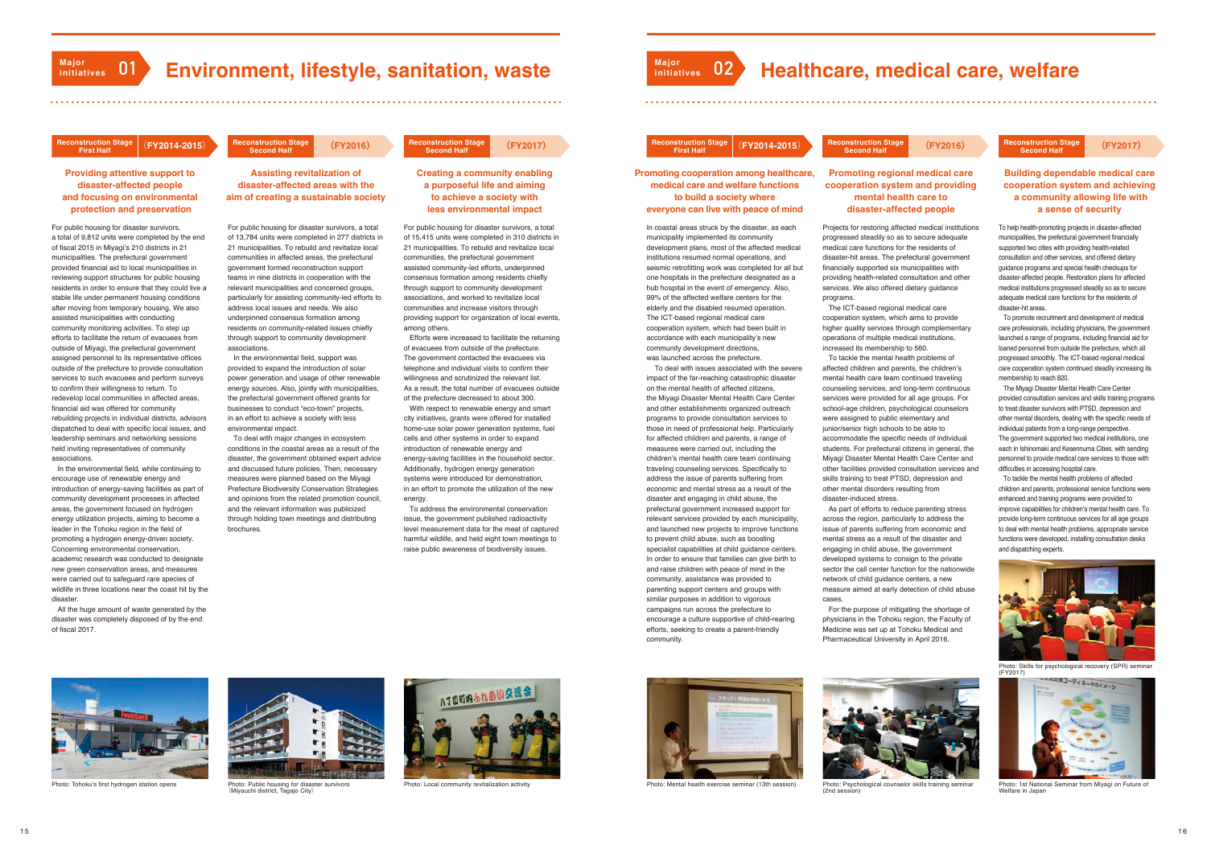# Major initiatives 01 Environment, lifestyle, sanitation, waste

## Reconstruction Stage First Half (FY2014-2015)

### Providing attentive support to disaster-affected people and focusing on environmental protection and preservation

For public housing for disaster survivors, a total of 9,812 units were completed by the end of fiscal 2015 in Miyagi's 210 districts in 21 municipalities. The prefectural government provided financial aid to local municipalities in reviewing support structures for public housing residents in order to ensure that they could live a stable life under permanent housing conditions after moving from temporary housing. We also assisted municipalities with conducting community monitoring activities. To step up efforts to facilitate the return of evacuees from outside of Miyagi, the prefectural government assigned personnel to its representative offices outside of the prefecture to provide consultation services to such evacuees and perform surveys to confirm their willingness to return. To redevelop local communities in affected areas, financial aid was offered for community rebuilding projects in individual districts, advisors dispatched to deal with specific local issues, and leadership seminars and networking sessions held inviting representatives of community associations.

In the environmental field, while continuing to encourage use of renewable energy and introduction of energy-saving facilities as part of community development processes in affected areas, the government focused on hydrogen energy utilization projects, aiming to become a leader in the Tohoku region in the field of promoting a hydrogen energy-driven society. Concerning environmental conservation, academic research was conducted to designate new green conservation areas, and measures were carried out to safeguard rare species of wildlife in three locations near the coast hit by the disaster.

All the huge amount of waste generated by the disaster was completely disposed of by the end of fiscal 2017.

## Reconstruction Stage Second Half (FY2016)

### Assisting revitalization of disaster-affected areas with the aim of creating a sustainable society

For public housing for disaster survivors, a total of 13,784 units were completed in 277 districts in 21 municipalities. To rebuild and revitalize local communities in affected areas, the prefectural government formed reconstruction support teams in nine districts in cooperation with the relevant municipalities and concerned groups, particularly for assisting community-led efforts to address local issues and needs. We also underpinned consensus formation among residents on community-related issues chiefly through support to community development associations.

In the environmental field, support was provided to expand the introduction of solar power generation and usage of other renewable energy sources. Also, jointly with municipalities, the prefectural government offered grants for businesses to conduct "eco-town" projects, in an effort to achieve a society with less environmental impact.

To deal with major changes in ecosystem conditions in the coastal areas as a result of the disaster, the government obtained expert advice and discussed future policies. Then, necessary measures were planned based on the Miyagi Prefecture Biodiversity Conservation Strategies and opinions from the related promotion council, and the relevant information was publicized through holding town meetings and distributing brochures.

## Reconstruction Stage Second Half (FY2017)

### Creating a community enabling a purposeful life and aiming to achieve a society with less environmental impact

For public housing for disaster survivors, a total of 15,415 units were completed in 310 districts in 21 municipalities. To rebuild and revitalize local communities, the prefectural government assisted community-led efforts, underpinned consensus formation among residents chiefly through support to community development associations, and worked to revitalize local communities and increase visitors through providing support for organization of local events, among others.

Efforts were increased to facilitate the returning of evacuees from outside of the prefecture. The government contacted the evacuees via telephone and individual visits to confirm their willingness and scrutinized the relevant list. As a result, the total number of evacuees outside of the prefecture decreased to about 300.

With respect to renewable energy and smart city initiatives, grants were offered for installed home-use solar power generation systems, fuel cells and other systems in order to expand introduction of renewable energy and energy-saving facilities in the household sector. Additionally, hydrogen energy generation systems were introduced for demonstration, in an effort to promote the utilization of the new energy.

To address the environmental conservation issue, the government published radioactivity level measurement data for the meat of captured harmful wildlife, and held eight town meetings to raise public awareness of biodiversity issues.

Photo: Tohoku's first hydrogen station opens

Photo: Public housing for disaster survivors (Miyauchi district, Tagajo City)

Photo: Local community revitalization activity

# Major initiatives 02 Healthcare, medical care, welfare

## Reconstruction Stage First Half (FY2014-2015)

### Promoting cooperation among healthcare, medical care and welfare functions to build a society where everyone can live with peace of mind

In coastal areas struck by the disaster, as each municipality implemented its community development plans, most of the affected medical institutions resumed normal operations, and seismic retrofitting work was completed for all but one hospitals in the prefecture designated as a hub hospital in the event of emergency. Also, 99% of the affected welfare centers for the elderly and the disabled resumed operation. The ICT-based regional medical care cooperation system, which had been built in accordance with each municipality's new community development directions, was launched across the prefecture.

To deal with issues associated with the severe impact of the far-reaching catastrophic disaster on the mental health of affected citizens, the Miyagi Disaster Mental Health Care Center and other establishments organized outreach programs to provide consultation services to those in need of professional help. Particularly for affected children and parents, a range of measures were carried out, including the children's mental health care team continuing traveling counseling services. Specifically to address the issue of parents suffering from economic and mental stress as a result of the disaster and engaging in child abuse, the prefectural government increased support for relevant services provided by each municipality, and launched new projects to improve functions to prevent child abuse, such as boosting specialist capabilities at child guidance centers. In order to ensure that families can give birth to and raise children with peace of mind in the community, assistance was provided to parenting support centers and groups with similar purposes in addition to vigorous campaigns run across the prefecture to encourage a culture supportive of child-rearing efforts, seeking to create a parent-friendly community.

## Reconstruction Stage Second Half (FY2016)

### Promoting regional medical care cooperation system and providing mental health care to disaster-affected people

Projects for restoring affected medical institutions progressed steadily so as to secure adequate medical care functions for the residents of disaster-hit areas. The prefectural government financially supported six municipalities with providing health-related consultation and other services. We also offered dietary guidance programs.

The ICT-based regional medical care cooperation system, which aims to provide higher quality services through complementary operations of multiple medical institutions, increased its membership to 560.

To tackle the mental health problems of affected children and parents, the children's mental health care team continued traveling counseling services, and long-term continuous services were provided for all age groups. For school-age children, psychological counselors were assigned to public elementary and junior/senior high schools to be able to accommodate the specific needs of individual students. For prefectural citizens in general, the Miyagi Disaster Mental Health Care Center and other facilities provided consultation services and skills training to treat PTSD, depression and other mental disorders resulting from disaster-induced stress.

As part of efforts to reduce parenting stress across the region, particularly to address the issue of parents suffering from economic and mental stress as a result of the disaster and engaging in child abuse, the government developed systems to consign to the private sector the call center function for the nationwide network of child guidance centers, a new measure aimed at early detection of child abuse cases.

For the purpose of mitigating the shortage of physicians in the Tohoku region, the Faculty of Medicine was set up at Tohoku Medical and Pharmaceutical University in April 2016.

## Reconstruction Stage Second Half (FY2017)

### Building dependable medical care cooperation system and achieving a community allowing life with a sense of security

To help health-promoting projects in disaster-affected municipalities, the prefectural government financially supported two cities with providing health-related consultation and other services, and offered dietary guidance programs and special health checkups for disaster-affected people. Restoration plans for affected medical institutions progressed steadily so as to secure adequate medical care functions for the residents of disaster-hit areas.

To promote recruitment and development of medical care professionals, including physicians, the government launched a range of programs, including financial aid for loaned personnel from outside the prefecture, which all progressed smoothly. The ICT-based regional medical care cooperation system continued steadily increasing its membership to reach 820.

The Miyagi Disaster Mental Health Care Center provided consultation services and skills training programs to treat disaster survivors with PTSD, depression and other mental disorders, dealing with the specific needs of individual patients from a long-range perspective. The government supported two medical institutions, one each in Ishinomaki and Kesennuma Cities, with sending personnel to provide medical care services to those with difficulties in accessing hospital care.

To tackle the mental health problems of affected children and parents, professional service functions were enhanced and training programs were provided to improve capabilities for children's mental health care. To provide long-term continuous services for all age groups to deal with mental health problems, appropriate service functions were developed, installing consultation desks and dispatching experts.

Photo: Skills for psychological recovery (SPR) seminar (FY2017)

Photo: Mental health exercise seminar (13th session)

Photo: Psychological counselor skills training seminar (2nd session)

Photo: 1st National Seminar from Miyagi on Future of Welfare in Japan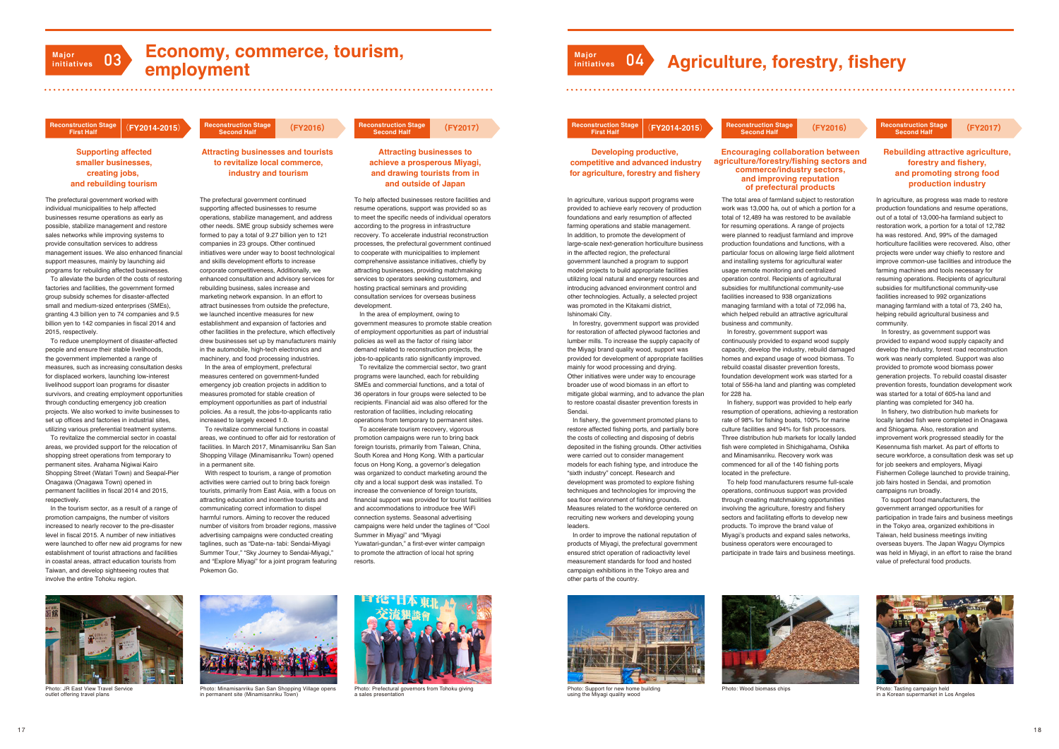# Major initiatives 03 Economy, commerce, tourism, employment

## Reconstruction Stage First Half (FY2014-2015)

### Supporting affected smaller businesses, creating jobs, and rebuilding tourism

The prefectural government worked with individual municipalities to help affected businesses resume operations as early as possible, stabilize management and restore sales networks while improving systems to provide consultation services to address management issues. We also enhanced financial support measures, mainly by launching aid programs for rebuilding affected businesses.

To alleviate the burden of the costs of restoring factories and facilities, the government formed group subsidy schemes for disaster-affected small and medium-sized enterprises (SMEs), granting 4.3 billion yen to 74 companies and 9.5 billion yen to 142 companies in fiscal 2014 and 2015, respectively.

To reduce unemployment of disaster-affected people and ensure their stable livelihoods, the government implemented a range of measures, such as increasing consultation desks for displaced workers, launching low-interest livelihood support loan programs for disaster survivors, and creating employment opportunities through conducting emergency job creation projects. We also worked to invite businesses to set up offices and factories in industrial sites, utilizing various preferential treatment systems.

To revitalize the commercial sector in coastal areas, we provided support for the relocation of shopping street operations from temporary to permanent sites. Arahama Nigiwai Kairo Shopping Street (Watari Town) and Seapal-Pier Onagawa (Onagawa Town) opened in permanent facilities in fiscal 2014 and 2015, respectively.

In the tourism sector, as a result of a range of promotion campaigns, the number of visitors increased to nearly recover to the pre-disaster level in fiscal 2015. A number of new initiatives were launched to offer new aid programs for new establishment of tourist attractions and facilities in coastal areas, attract education tourists from Taiwan, and develop sightseeing routes that involve the entire Tohoku region.

## Reconstruction Stage Second Half (FY2016)

### Attracting businesses and tourists to revitalize local commerce, industry and tourism

The prefectural government continued supporting affected businesses to resume operations, stabilize management, and address other needs. SME group subsidy schemes were formed to pay a total of 9.27 billion yen to 121 companies in 23 groups. Other continued initiatives were under way to boost technological and skills development efforts to increase corporate competitiveness, Additionally, we enhanced consultation and advisory services for rebuilding business, sales increase and marketing network expansion. In an effort to attract businesses from outside the prefecture, we launched incentive measures for new establishment and expansion of factories and other facilities in the prefecture, which effectively drew businesses set up by manufacturers mainly in the automobile, high-tech electronics and machinery, and food processing industries.

In the area of employment, prefectural measures centered on government-funded emergency job creation projects in addition to measures promoted for stable creation of employment opportunities as part of industrial policies. As a result, the jobs-to-applicants ratio increased to largely exceed 1.0.

To revitalize commercial functions in coastal areas, we continued to offer aid for restoration of facilities. In March 2017, Minamisanriku San San Shopping Village (Minamisanriku Town) opened in a permanent site.

With respect to tourism, a range of promotion activities were carried out to bring back foreign tourists, primarily from East Asia, with a focus on attracting education and incentive tourists and communicating correct information to dispel harmful rumors. Aiming to recover the reduced number of visitors from broader regions, massive advertising campaigns were conducted creating taglines, such as "Date-na- tabi: Sendai-Miyagi Summer Tour," "Sky Journey to Sendai-Miyagi," and "Explore Miyagi" for a joint program featuring Pokemon Go.

## Reconstruction Stage Second Half (FY2017)

### Attracting businesses to achieve a prosperous Miyagi, and drawing tourists from in and outside of Japan

To help affected businesses restore facilities and resume operations, support was provided so as to meet the specific needs of individual operators according to the progress in infrastructure recovery. To accelerate industrial reconstruction processes, the prefectural government continued to cooperate with municipalities to implement comprehensive assistance initiatives, chiefly by attracting businesses, providing matchmaking services to operators seeking customers, and hosting practical seminars and providing consultation services for overseas business development.

In the area of employment, owing to government measures to promote stable creation of employment opportunities as part of industrial policies as well as the factor of rising labor demand related to reconstruction projects, the jobs-to-applicants ratio significantly improved.

To revitalize the commercial sector, two grant programs were launched, each for rebuilding SMEs and commercial functions, and a total of 36 operators in four groups were selected to be recipients. Financial aid was also offered for the restoration of facilities, including relocating operations from temporary to permanent sites.

To accelerate tourism recovery, vigorous promotion campaigns were run to bring back foreign tourists, primarily from Taiwan, China, South Korea and Hong Kong. With a particular focus on Hong Kong, a governor's delegation was organized to conduct marketing around the city and a local support desk was installed. To increase the convenience of foreign tourists, financial support was provided for tourist facilities and accommodations to introduce free WiFi connection systems. Seasonal advertising campaigns were held under the taglines of "Cool Summer in Miyagi" and "Miyagi Yuwatari-gundan," a first-ever winter campaign to promote the attraction of local hot spring resorts.

Photo: JR East View Travel Service outlet offering travel plans

Photo: Minamisanriku San San Shopping Village opens in permanent site (Minamisanriku Town)

Photo: Prefectural governors from Tohoku giving a sales presentation

# Major initiatives 04 Agriculture, forestry, fishery

## Reconstruction Stage First Half (FY2014-2015)

### Developing productive, competitive and advanced industry for agriculture, forestry and fishery

In agriculture, various support programs were provided to achieve early recovery of production foundations and early resumption of affected farming operations and stable management. In addition, to promote the development of large-scale next-generation horticulture business in the affected region, the prefectural government launched a program to support model projects to build appropriate facilities utilizing local natural and energy resources and introducing advanced environment control and other technologies. Actually, a selected project was promoted in the Kitakami district, Ishinomaki City.

In forestry, government support was provided for restoration of affected plywood factories and lumber mills. To increase the supply capacity of the Miyagi brand quality wood, support was provided for development of appropriate facilities mainly for wood processing and drying. Other initiatives were under way to encourage broader use of wood biomass in an effort to mitigate global warming, and to advance the plan to restore coastal disaster prevention forests in Sendai.

In fishery, the government promoted plans to restore affected fishing ports, and partially bore the costs of collecting and disposing of debris deposited in the fishing grounds. Other activities were carried out to consider management models for each fishing type, and introduce the "sixth industry" concept. Research and development was promoted to explore fishing techniques and technologies for improving the sea floor environment of fishing grounds. Measures related to the workforce centered on recruiting new workers and developing young leaders.

In order to improve the national reputation of products of Miyagi, the prefectural government ensured strict operation of radioactivity level measurement standards for food and hosted campaign exhibitions in the Tokyo area and other parts of the country.

## Reconstruction Stage Second Half (FY2016)

### Encouraging collaboration between agriculture/forestry/fishing sectors and commerce/industry sectors, and improving reputation of prefectural products

The total area of farmland subject to restoration work was 13,000 ha, out of which a portion for a total of 12,489 ha was restored to be available for resuming operations. A range of projects were planned to readjust farmland and improve production foundations and functions, with a particular focus on allowing large field allotment and installing systems for agricultural water usage remote monitoring and centralized operation control. Recipients of agricultural subsidies for multifunctional community-use facilities increased to 938 organizations managing farmland with a total of 72,096 ha, which helped rebuild an attractive agricultural business and community.

In forestry, government support was continuously provided to expand wood supply capacity, develop the industry, rebuild damaged homes and expand usage of wood biomass. To rebuild coastal disaster prevention forests, foundation development work was started for a total of 556-ha land and planting was completed for 228 ha.

In fishery, support was provided to help early resumption of operations, achieving a restoration rate of 98% for fishing boats, 100% for marine culture facilities and 94% for fish processors. Three distribution hub markets for locally landed fish were completed in Shichigahama, Oshika and Minamisanriku. Recovery work was commenced for all of the 140 fishing ports located in the prefecture.

To help food manufacturers resume full-scale operations, continuous support was provided through creating matchmaking opportunities involving the agriculture, forestry and fishery sectors and facilitating efforts to develop new products. To improve the brand value of Miyagi's products and expand sales networks, business operators were encouraged to participate in trade fairs and business meetings.

## Reconstruction Stage Second Half (FY2017)

### Rebuilding attractive agriculture, forestry and fishery, and promoting strong food production industry

In agriculture, as progress was made to restore production foundations and resume operations, out of a total of 13,000-ha farmland subject to restoration work, a portion for a total of 12,782 ha was restored. And, 99% of the damaged horticulture facilities were recovered. Also, other projects were under way chiefly to restore and improve common-use facilities and introduce the farming machines and tools necessary for resuming operations. Recipients of agricultural subsidies for multifunctional community-use facilities increased to 992 organizations managing farmland with a total of 73, 240 ha, helping rebuild agricultural business and community.

In forestry, as government support was provided to expand wood supply capacity and develop the industry, forest road reconstruction work was nearly completed. Support was also provided to promote wood biomass power generation projects. To rebuild coastal disaster prevention forests, foundation development work was started for a total of 605-ha land and planting was completed for 340 ha.

In fishery, two distribution hub markets for locally landed fish were completed in Onagawa and Shiogama. Also, restoration and improvement work progressed steadily for the Kesennuma fish market. As part of efforts to secure workforce, a consultation desk was set up for job seekers and employers, Miyagi Fishermen College launched to provide training, job fairs hosted in Sendai, and promotion campaigns run broadly.

To support food manufacturers, the government arranged opportunities for participation in trade fairs and business meetings in the Tokyo area, organized exhibitions in Taiwan, held business meetings inviting overseas buyers. The Japan Wagyu Olympics was held in Miyagi, in an effort to raise the brand value of prefectural food products.

Photo: Support for new home building using the Miyagi quality wood

Photo: Wood biomass chips

Photo: Tasting campaign held in a Korean supermarket in Los Angeles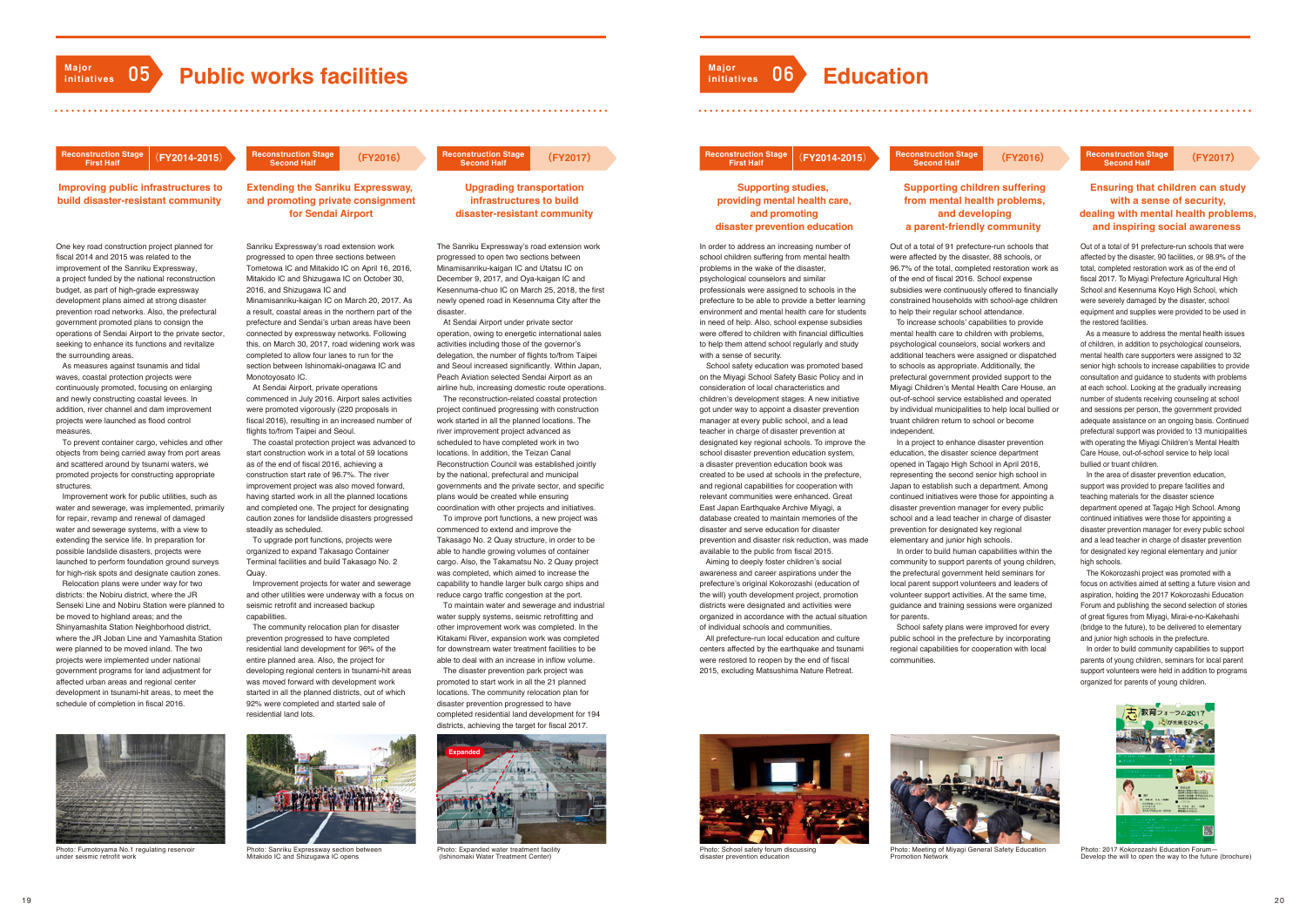## Major initiatives 05 Public works facilities

### Reconstruction Stage First Half (FY2014-2015)

#### Improving public infrastructures to build disaster-resistant community

One key road construction project planned for fiscal 2014 and 2015 was related to the improvement of the Sanriku Expressway, a project funded by the national reconstruction budget, as part of high-grade expressway development plans aimed at strong disaster prevention road networks. Also, the prefectural government promoted plans to consign the operations of Sendai Airport to the private sector, seeking to enhance its functions and revitalize the surrounding areas.

As measures against tsunamis and tidal waves, coastal protection projects were continuously promoted, focusing on enlarging and newly constructing coastal levees. In addition, river channel and dam improvement projects were launched as flood control measures.

To prevent container cargo, vehicles and other objects from being carried away from port areas and scattered around by tsunami waters, we promoted projects for constructing appropriate structures.

Improvement work for public utilities, such as water and sewerage, was implemented, primarily for repair, revamp and renewal of damaged water and sewerage systems, with a view to extending the service life. In preparation for possible landslide disasters, projects were launched to perform foundation ground surveys for high-risk spots and designate caution zones.

Relocation plans were under way for two districts: the Nobiru district, where the JR Senseki Line and Nobiru Station were planned to be moved to highland areas; and the Shinyamashita Station Neighborhood district, where the JR Joban Line and Yamashita Station were planned to be moved inland. The two projects were implemented under national government programs for land adjustment for affected urban areas and regional center development in tsunami-hit areas, to meet the schedule of completion in fiscal 2016.

Photo: Fumotoyama No.1 regulating reservoir under seismic retrofit work

### Reconstruction Stage Second Half (FY2016)

#### Extending the Sanriku Expressway, and promoting private consignment for Sendai Airport

Sanriku Expressway's road extension work progressed to open three sections between Tometowa IC and Mitakido IC on April 16, 2016, Mitakido IC and Shizugawa IC on October 30, 2016, and Shizugawa IC and Minamisanriku-kaigan IC on March 20, 2017. As a result, coastal areas in the northern part of the prefecture and Sendai's urban areas have been connected by expressway networks. Following this, on March 30, 2017, road widening work was completed to allow four lanes to run for the section between Ishinomaki-onagawa IC and Monotoyosato IC.

At Sendai Airport, private operations commenced in July 2016. Airport sales activities were promoted vigorously (220 proposals in fiscal 2016), resulting in an increased number of flights to/from Taipei and Seoul.

The coastal protection project was advanced to start construction work in a total of 59 locations as of the end of fiscal 2016, achieving a construction start rate of 96.7%. The river improvement project was also moved forward, having started work in all the planned locations and completed one. The project for designating caution zones for landslide disasters progressed steadily as scheduled.

To upgrade port functions, projects were organized to expand Takasago Container Terminal facilities and build Takasago No. 2 Quay.

Improvement projects for water and sewerage and other utilities were underway with a focus on seismic retrofit and increased backup capabilities.

The community relocation plan for disaster prevention progressed to have completed residential land development for 96% of the entire planned area. Also, the project for developing regional centers in tsunami-hit areas was moved forward with development work started in all the planned districts, out of which 92% were completed and started sale of residential land lots.

Photo: Sanriku Expressway section between Mitakido IC and Shizugawa IC opens

### Reconstruction Stage Second Half (FY2017)

#### Upgrading transportation infrastructures to build disaster-resistant community

The Sanriku Expressway's road extension work progressed to open two sections between Minamisanriku-kaigan IC and Utatsu IC on December 9, 2017, and Oya-kaigan IC and Kesennuma-chuo IC on March 25, 2018, the first newly opened road in Kesennuma City after the disaster.

At Sendai Airport under private sector operation, owing to energetic international sales activities including those of the governor's delegation, the number of flights to/from Taipei and Seoul increased significantly. Within Japan, Peach Aviation selected Sendai Airport as an airline hub, increasing domestic route operations.

The reconstruction-related coastal protection project continued progressing with construction work started in all the planned locations. The river improvement project advanced as scheduled to have completed work in two locations. In addition, the Teizan Canal Reconstruction Council was established jointly by the national, prefectural and municipal governments and the private sector, and specific plans would be created while ensuring coordination with other projects and initiatives.

To improve port functions, a new project was commenced to extend and improve the Takasago No. 2 Quay structure, in order to be able to handle growing volumes of container cargo. Also, the Takamatsu No. 2 Quay project was completed, which aimed to increase the capability to handle larger bulk cargo ships and reduce cargo traffic congestion at the port.

To maintain water and sewerage and industrial water supply systems, seismic retrofitting and other improvement work was completed. In the Kitakami River, expansion work was completed for downstream water treatment facilities to be able to deal with an increase in inflow volume.

The disaster prevention park project was promoted to start work in all the 21 planned locations. The community relocation plan for disaster prevention progressed to have completed residential land development for 194 districts, achieving the target for fiscal 2017.

Expanded

Photo: Expanded water treatment facility (Ishinomaki Water Treatment Center)

## Major initiatives 06 Education

### Reconstruction Stage First Half (FY2014-2015)

#### Supporting studies, providing mental health care, and promoting disaster prevention education

In order to address an increasing number of school children suffering from mental health problems in the wake of the disaster, psychological counselors and similar professionals were assigned to schools in the prefecture to be able to provide a better learning environment and mental health care for students in need of help. Also, school expense subsidies were offered to children with financial difficulties to help them attend school regularly and study with a sense of security.

School safety education was promoted based on the Miyagi School Safety Basic Policy and in consideration of local characteristics and children's development stages. A new initiative got under way to appoint a disaster prevention manager at every public school, and a lead teacher in charge of disaster prevention at designated key regional schools. To improve the school disaster prevention education system, a disaster prevention education book was created to be used at schools in the prefecture, and regional capabilities for cooperation with relevant communities were enhanced. Great East Japan Earthquake Archive Miyagi, a database created to maintain memories of the disaster and serve education for disaster prevention and disaster risk reduction, was made available to the public from fiscal 2015.

Aiming to deeply foster children's social awareness and career aspirations under the prefecture's original Kokorozashi (education of the will) youth development project, promotion districts were designated and activities were organized in accordance with the actual situation of individual schools and communities.

All prefecture-run local education and culture centers affected by the earthquake and tsunami were restored to reopen by the end of fiscal 2015, excluding Matsushima Nature Retreat.

Photo: School safety forum discussing disaster prevention education

### Reconstruction Stage Second Half (FY2016)

#### Supporting children suffering from mental health problems, and developing a parent-friendly community

Out of a total of 91 prefecture-run schools that were affected by the disaster, 88 schools, or 96.7% of the total, completed restoration work as of the end of fiscal 2016. School expense subsidies were continuously offered to financially constrained households with school-age children to help their regular school attendance.

To increase schools' capabilities to provide mental health care to children with problems, psychological counselors, social workers and additional teachers were assigned or dispatched to schools as appropriate. Additionally, the prefectural government provided support to the Miyagi Children's Mental Health Care House, an out-of-school service established and operated by individual municipalities to help local bullied or truant children return to school or become independent.

In a project to enhance disaster prevention education, the disaster science department opened in Tagajo High School in April 2016, representing the second senior high school in Japan to establish such a department. Among continued initiatives were those for appointing a disaster prevention manager for every public school and a lead teacher in charge of disaster prevention for designated key regional elementary and junior high schools.

In order to build human capabilities within the community to support parents of young children, the prefectural government held seminars for local parent support volunteers and leaders of volunteer support activities. At the same time, guidance and training sessions were organized for parents.

School safety plans were improved for every public school in the prefecture by incorporating regional capabilities for cooperation with local communities.

Photo: Meeting of Miyagi General Safety Education Promotion Network

### Reconstruction Stage Second Half (FY2017)

#### Ensuring that children can study with a sense of security, dealing with mental health problems, and inspiring social awareness

Out of a total of 91 prefecture-run schools that were affected by the disaster, 90 facilities, or 98.9% of the total, completed restoration work as of the end of fiscal 2017. To Miyagi Prefecture Agricultural High School and Kesennuma Koyo High School, which were severely damaged by the disaster, school equipment and supplies were provided to be used in the restored facilities.

As a measure to address the mental health issues of children, in addition to psychological counselors, mental health care supporters were assigned to 32 senior high schools to increase capabilities to provide consultation and guidance to students with problems at each school. Looking at the gradually increasing number of students receiving counseling at school and sessions per person, the government provided adequate assistance on an ongoing basis. Continued prefectural support was provided to 13 municipalities with operating the Miyagi Children's Mental Health Care House, out-of-school service to help local bullied or truant children.

In the area of disaster prevention education, support was provided to prepare facilities and teaching materials for the disaster science department opened at Tagajo High School. Among continued initiatives were those for appointing a disaster prevention manager for every public school and a lead teacher in charge of disaster prevention for designated key regional elementary and junior high schools.

The Kokorozashi project was promoted with a focus on activities aimed at setting a future vision and aspiration, holding the 2017 Kokorozashi Education Forum and publishing the second selection of stories of great figures from Miyagi, Mirai-e-no-Kakehashi (bridge to the future), to be delivered to elementary and junior high schools in the prefecture.

In order to build community capabilities to support parents of young children, seminars for local parent support volunteers were held in addition to programs organized for parents of young children.

Photo: 2017 Kokorozashi Education Forum—Develop the will to open the way to the future (brochure)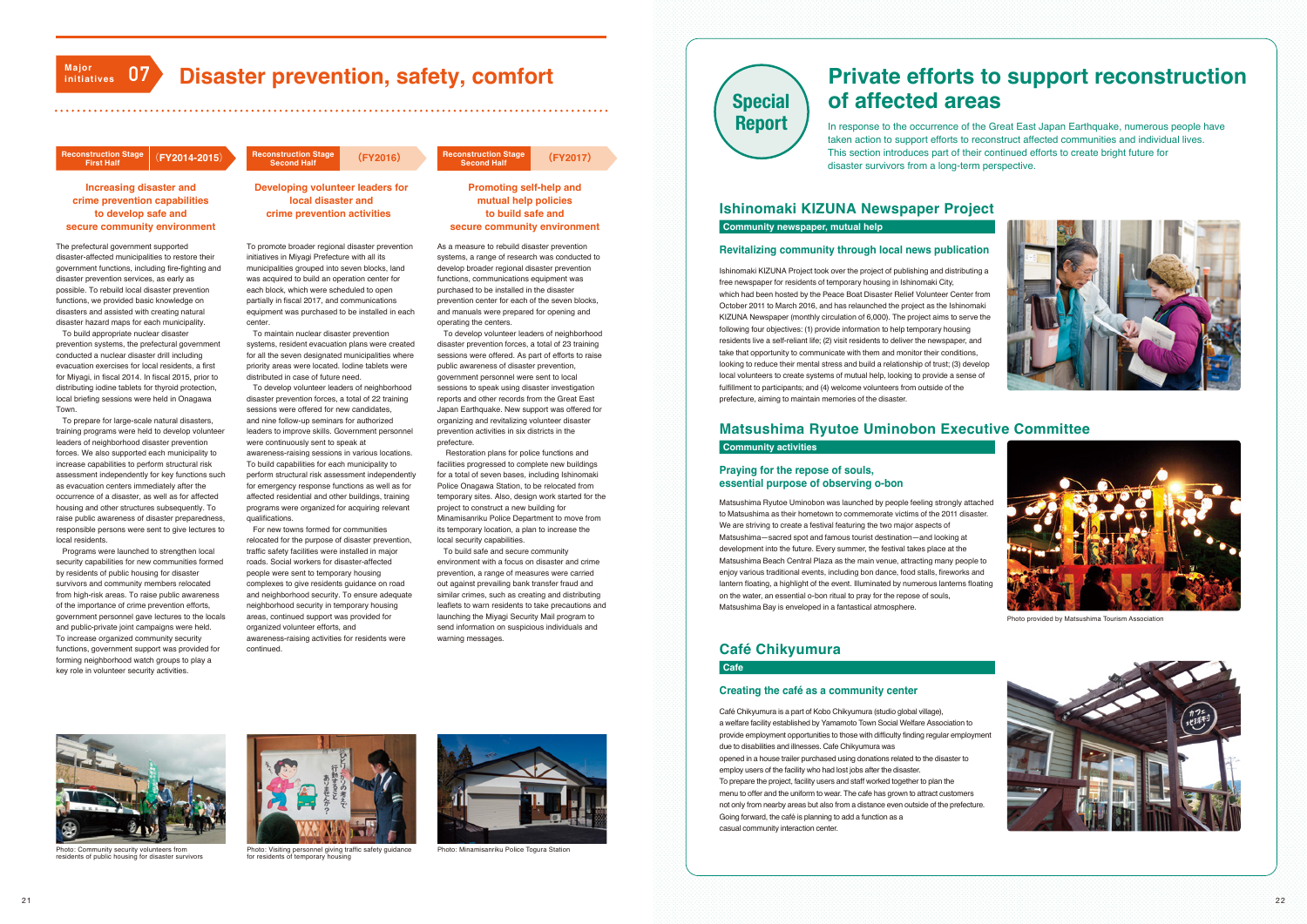Major initiatives 07

# Disaster prevention, safety, comfort

## Reconstruction Stage First Half (FY2014-2015)

### Increasing disaster and crime prevention capabilities to develop safe and secure community environment

The prefectural government supported disaster-affected municipalities to restore their government functions, including fire-fighting and disaster prevention services, as early as possible. To rebuild local disaster prevention functions, we provided basic knowledge on disasters and assisted with creating natural disaster hazard maps for each municipality.

To build appropriate nuclear disaster prevention systems, the prefectural government conducted a nuclear disaster drill including evacuation exercises for local residents, a first for Miyagi, in fiscal 2014. In fiscal 2015, prior to distributing iodine tablets for thyroid protection, local briefing sessions were held in Onagawa Town.

To prepare for large-scale natural disasters, training programs were held to develop volunteer leaders of neighborhood disaster prevention forces. We also supported each municipality to increase capabilities to perform structural risk assessment independently for key functions such as evacuation centers immediately after the occurrence of a disaster, as well as for affected housing and other structures subsequently. To raise public awareness of disaster preparedness, responsible persons were sent to give lectures to local residents.

Programs were launched to strengthen local security capabilities for new communities formed by residents of public housing for disaster survivors and community members relocated from high-risk areas. To raise public awareness of the importance of crime prevention efforts, government personnel gave lectures to the locals and public-private joint campaigns were held. To increase organized community security functions, government support was provided for forming neighborhood watch groups to play a key role in volunteer security activities.

## Reconstruction Stage Second Half (FY2016)

### Developing volunteer leaders for local disaster and crime prevention activities

To promote broader regional disaster prevention initiatives in Miyagi Prefecture with all its municipalities grouped into seven blocks, land was acquired to build an operation center for each block, which were scheduled to open partially in fiscal 2017, and communications equipment was purchased to be installed in each center.

To maintain nuclear disaster prevention systems, resident evacuation plans were created for all the seven designated municipalities where priority areas were located. Iodine tablets were distributed in case of future need.

To develop volunteer leaders of neighborhood disaster prevention forces, a total of 22 training sessions were offered for new candidates, and nine follow-up seminars for authorized leaders to improve skills. Government personnel were continuously sent to speak at awareness-raising sessions in various locations. To build capabilities for each municipality to perform structural risk assessment independently for emergency response functions as well as for affected residential and other buildings, training programs were organized for acquiring relevant qualifications.

For new towns formed for communities relocated for the purpose of disaster prevention, traffic safety facilities were installed in major roads. Social workers for disaster-affected people were sent to temporary housing complexes to give residents guidance on road and neighborhood security. To ensure adequate neighborhood security in temporary housing areas, continued support was provided for organized volunteer efforts, and awareness-raising activities for residents were continued.

## Reconstruction Stage Second Half (FY2017)

### Promoting self-help and mutual help policies to build safe and secure community environment

As a measure to rebuild disaster prevention systems, a range of research was conducted to develop broader regional disaster prevention functions, communications equipment was purchased to be installed in the disaster prevention center for each of the seven blocks, and manuals were prepared for opening and operating the centers.

To develop volunteer leaders of neighborhood disaster prevention forces, a total of 23 training sessions were offered. As part of efforts to raise public awareness of disaster prevention, government personnel were sent to local sessions to speak using disaster investigation reports and other records from the Great East Japan Earthquake. New support was offered for organizing and revitalizing volunteer disaster prevention activities in six districts in the prefecture.

Restoration plans for police functions and facilities progressed to complete new buildings for a total of seven bases, including Ishinomaki Police Onagawa Station, to be relocated from temporary sites. Also, design work started for the project to construct a new building for Minamisanriku Police Department to move from its temporary location, a plan to increase the local security capabilities.

To build safe and secure community environment with a focus on disaster and crime prevention, a range of measures were carried out against prevailing bank transfer fraud and similar crimes, such as creating and distributing leaflets to warn residents to take precautions and launching the Miyagi Security Mail program to send information on suspicious individuals and warning messages.

Photo: Community security volunteers from residents of public housing for disaster survivors

Photo: Visiting personnel giving traffic safety guidance for residents of temporary housing

Photo: Minamisanriku Police Togura Station

---

Special Report

# Private efforts to support reconstruction of affected areas

In response to the occurrence of the Great East Japan Earthquake, numerous people have taken action to support efforts to reconstruct affected communities and individual lives. This section introduces part of their continued efforts to create bright future for disaster survivors from a long-term perspective.

## Ishinomaki KIZUNA Newspaper Project

**Community newspaper, mutual help**

### Revitalizing community through local news publication

Ishinomaki KIZUNA Project took over the project of publishing and distributing a free newspaper for residents of temporary housing in Ishinomaki City, which had been hosted by the Peace Boat Disaster Relief Volunteer Center from October 2011 to March 2016, and has relaunched the project as the Ishinomaki KIZUNA Newspaper (monthly circulation of 6,000). The project aims to serve the following four objectives: (1) provide information to help temporary housing residents live a self-reliant life; (2) visit residents to deliver the newspaper, and take that opportunity to communicate with them and monitor their conditions, looking to reduce their mental stress and build a relationship of trust; (3) develop local volunteers to create systems of mutual help, looking to provide a sense of fulfillment to participants; and (4) welcome volunteers from outside of the prefecture, aiming to maintain memories of the disaster.

## Matsushima Ryutoe Uminobon Executive Committee

**Community activities**

### Praying for the repose of souls, essential purpose of observing o-bon

Matsushima Ryutoe Uminobon was launched by people feeling strongly attached to Matsushima as their hometown to commemorate victims of the 2011 disaster. We are striving to create a festival featuring the two major aspects of Matsushima—sacred spot and famous tourist destination—and looking at development into the future. Every summer, the festival takes place at the Matsushima Beach Central Plaza as the main venue, attracting many people to enjoy various traditional events, including bon dance, food stalls, fireworks and lantern floating, a highlight of the event. Illuminated by numerous lanterns floating on the water, an essential o-bon ritual to pray for the repose of souls, Matsushima Bay is enveloped in a fantastical atmosphere.

Photo provided by Matsushima Tourism Association

## Café Chikyumura

**Cafe**

### Creating the café as a community center

Café Chikyumura is a part of Kobo Chikyumura (studio global village), a welfare facility established by Yamamoto Town Social Welfare Association to provide employment opportunities to those with difficulty finding regular employment due to disabilities and illnesses. Cafe Chikyumura was opened in a house trailer purchased using donations related to the disaster to employ users of the facility who had lost jobs after the disaster.

To prepare the project, facility users and staff worked together to plan the menu to offer and the uniform to wear. The cafe has grown to attract customers not only from nearby areas but also from a distance even outside of the prefecture. Going forward, the café is planning to add a function as a casual community interaction center.